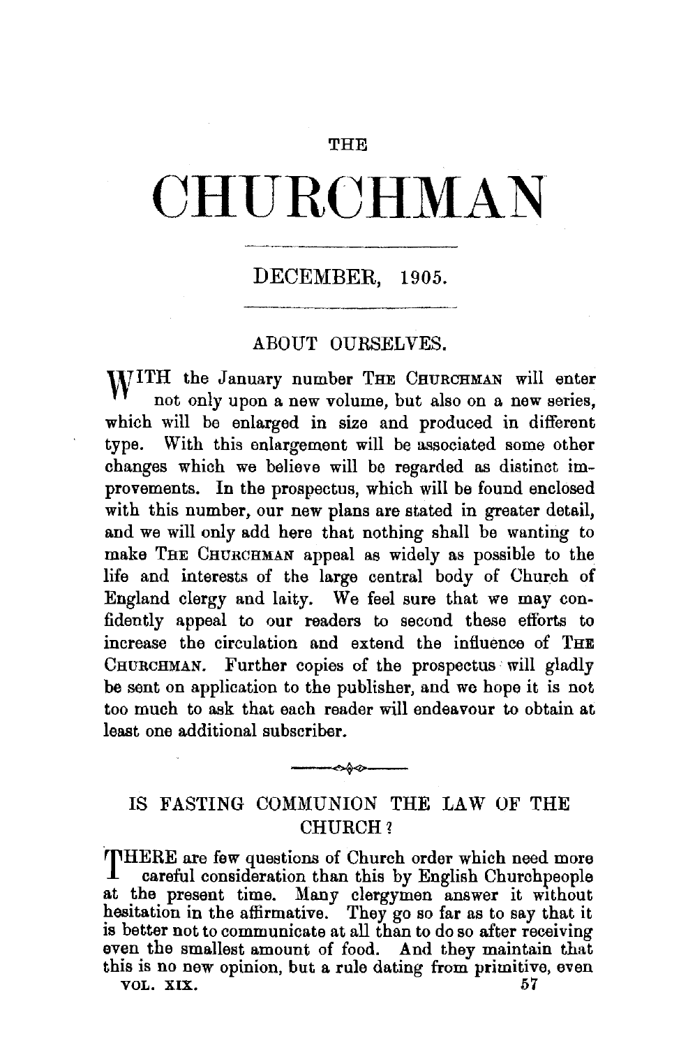# THE CHURCHMAN

DECEMBER, 1905.

## ABOUT OURSELVES.

WITH the January number THE CHURCHMAN will enter not only upon a new volume, but also on a new series, which will be enlarged in size and produced in different type. With this enlargement will be associated some other changes which we believe will be regarded as distinct improvements. In the prospectus, which will be found enclosed with this number, our new plans are stated in greater detail, and we will only add here that nothing shall be wanting to make THE CHURCHMAN appeal as widely as possible to the life and interests of the large central body of Church of England clergy and laity. We feel sure that we may confidently appeal to our readers to second these efforts to increase the circulation and extend the influence of THE CHURCHMAN. Further copies of the prospectus will gladly be sent on application to the publisher, and we hope it is not too much to ask that each reader will endeavour to obtain at least one additional subscriber.

---

## IS FASTING COMMUNION THE LAW OF THE CHURCH?

THERE are few questions of Church order which need more careful consideration than this by English Churchpeople at the present time. Many clergymen answer it without hesitation in the affirmative. They go so far as to say that it is better not to communicate at all than to do so after receiving even the smallest amount of food. And they maintain that this is no new opinion, but a rule dating from primitive, even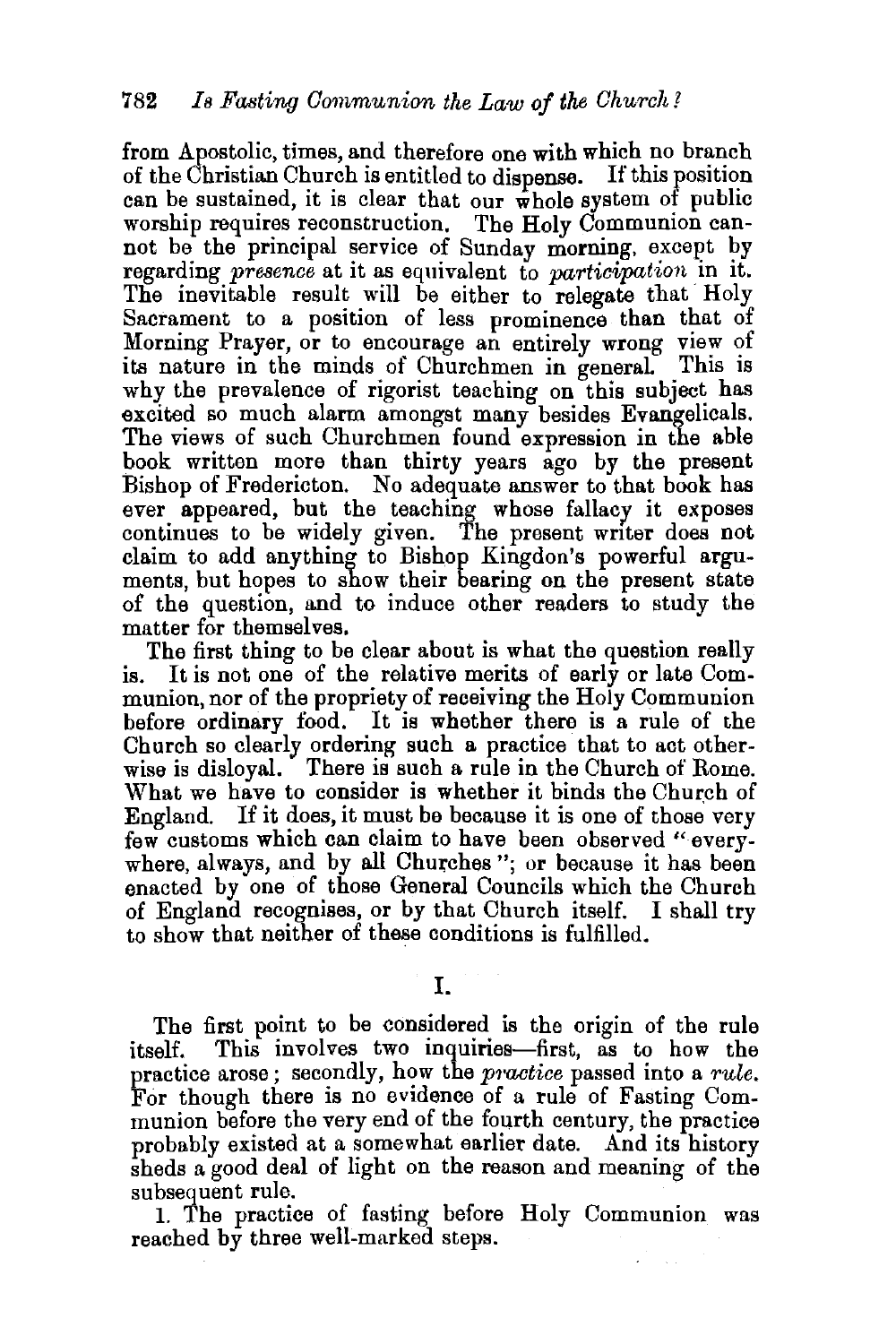from Apostolic, times, and therefore one with which no branch of the Christian Church is entitled to dispense. If this position can be sustained, it is clear that our whole system of public worship requires reconstruction. The Holy Communion cannot be the principal service of Sunday morning, except by regarding *presence* at it as equivalent to *participation* in it. The inevitable result will be either to relegate that Holy Sacrament to a position of less prominence than that of Morning Prayer, or to encourage an entirely wrong view of its nature in the minds of Churchmen in general. This is why the prevalence of rigorist teaching on this subject has excited so much alarm amongst many besides Evangelicals. The views of such Churchmen found expression in the able book written more than thirty years ago by the present Bishop of Fredericton. No adequate answer to that book has ever appeared, but the teaching whose fallacy it exposes continues to be widely given. The present writer does not claim to add anything to Bishop Kingdon's powerful arguments, but hopes to show their bearing on the present state of the question, and to induce other readers to study the matter for themselves.

The first thing to be clear about is what the question really is. It is not one of the relative merits of early or late Communion, nor of the propriety of receiving the Holy Communion before ordinary food. It is whether there is a rule of the Church so clearly ordering such a practice that to act otherwise is disloyal. There is such a rule in the Church of Rome. What we have to consider is whether it binds the Church of England. If it does, it must be because it is one of those very few customs which can claim to have been observed "everywhere, always, and by all Churches"; or because it has been enacted by one of those General Councils which the Church of England recognises, or by that Church itself. I shall try to show that neither of these conditions is fulfilled.

## I.

The first point to be considered is the origin of the rule itself. This involves two inquiries—first, as to how the practice arose; secondly, how the *practice* passed into a *rule*. For though there is no evidence of a rule of Fasting Communion before the very end of the fourth century, the practice probably existed at a somewhat earlier date. And its history sheds a good deal of light on the reason and meaning of the subsequent rule.

1. The practice of fasting before Holy Communion was reached by three well-marked steps.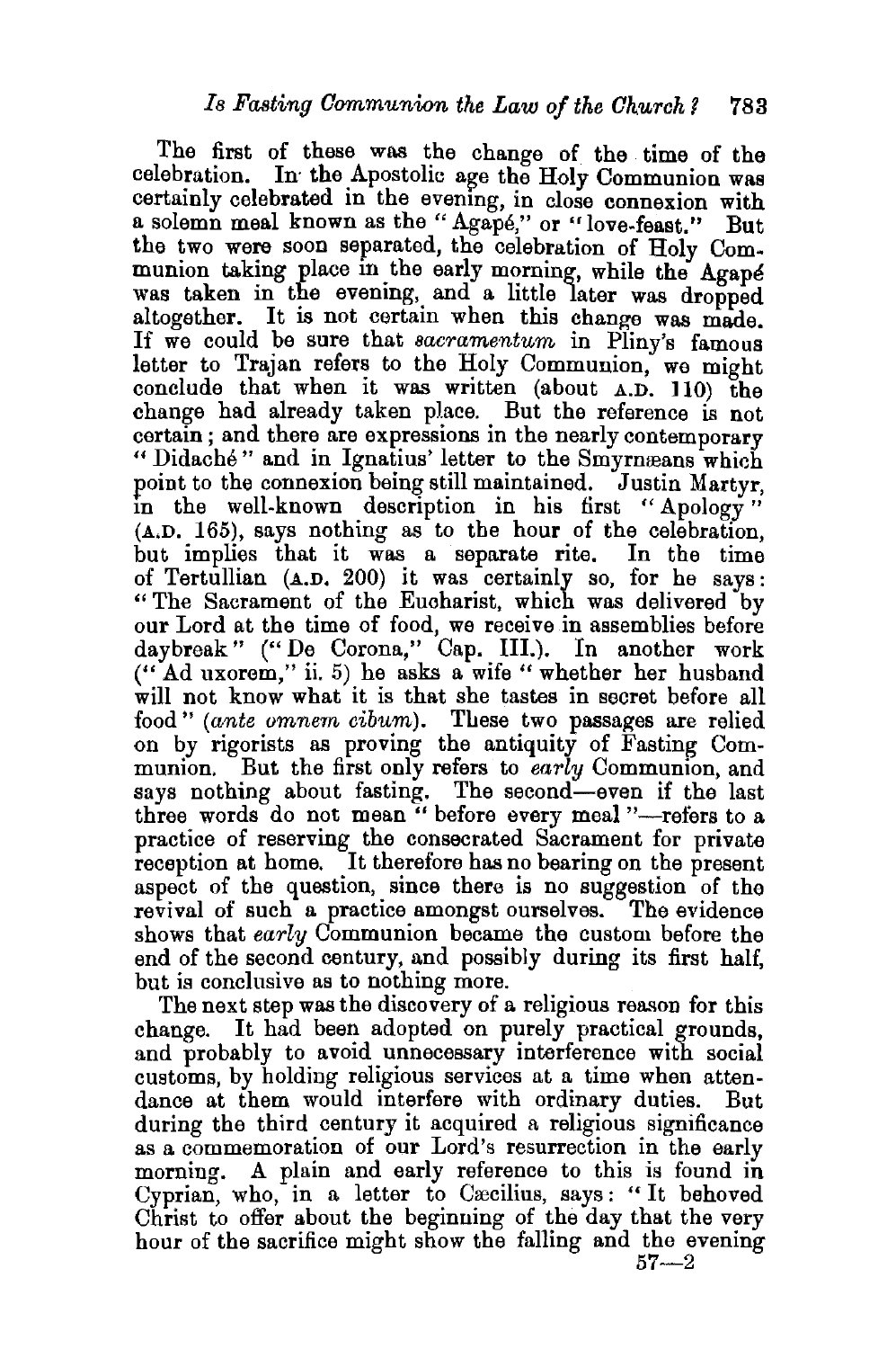The first of these was the change of the time of the celebration. In the Apostolic age the Holy Communion was certainly celebrated in the evening, in close connexion with a solemn meal known as the "Agapé," or "love-feast." But the two were soon separated, the celebration of Holy Communion taking place in the early morning, while the Agapé was taken in the evening, and a little later was dropped altogether. It is not certain when this change was made. If we could be sure that *sacramentum* in Pliny's famous letter to Trajan refers to the Holy Communion, we might conclude that when it was written (about A.D. 110) the change had already taken place. But the reference is not certain; and there are expressions in the nearly contemporary "Didaché" and in Ignatius' letter to the Smyrnæans which point to the connexion being still maintained. Justin Martyr, in the well-known description in his first "Apology" (A.D. 165), says nothing as to the hour of the celebration, but implies that it was a separate rite. In the time of Tertullian (A.D. 200) it was certainly so, for he says: "The Sacrament of the Eucharist, which was delivered by our Lord at the time of food, we receive in assemblies before daybreak" ("De Corona," Cap. III.). In another work ("Ad uxorem," ii. 5) he asks a wife "whether her husband will not know what it is that she tastes in secret before all food" (*ante omnem cibum*). These two passages are relied on by rigorists as proving the antiquity of Fasting Communion. But the first only refers to *early* Communion, and says nothing about fasting. The second—even if the last three words do not mean "before every meal"—refers to a practice of reserving the consecrated Sacrament for private reception at home. It therefore has no bearing on the present aspect of the question, since there is no suggestion of the revival of such a practice amongst ourselves. The evidence shows that *early* Communion became the custom before the end of the second century, and possibly during its first half, but is conclusive as to nothing more.

The next step was the discovery of a religious reason for this change. It had been adopted on purely practical grounds, and probably to avoid unnecessary interference with social customs, by holding religious services at a time when attendance at them would interfere with ordinary duties. But during the third century it acquired a religious significance as a commemoration of our Lord's resurrection in the early morning. A plain and early reference to this is found in Cyprian, who, in a letter to Cæcilius, says: "It behoved Christ to offer about the beginning of the day that the very hour of the sacrifice might show the falling and the evening

57—2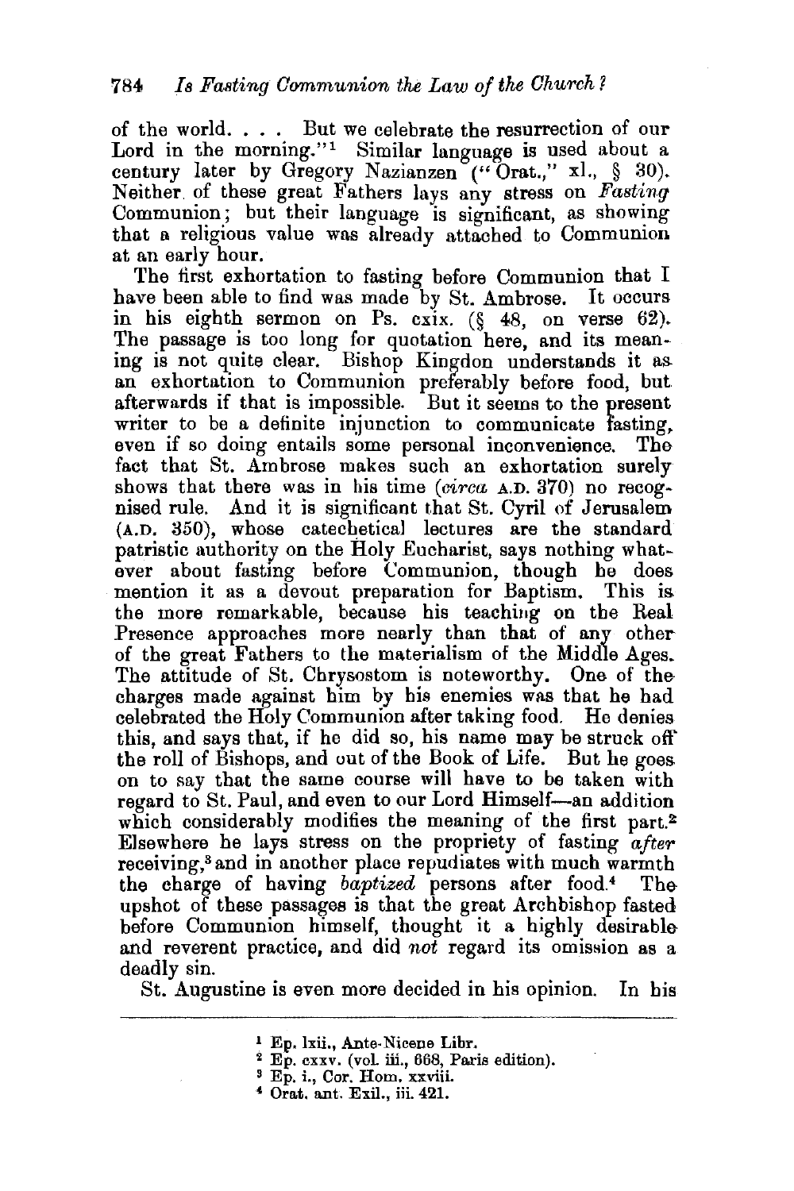of the world. . . . But we celebrate the resurrection of our Lord in the morning."[1] Similar language is used about a century later by Gregory Nazianzen ("Orat.," xl., § 30). Neither of these great Fathers lays any stress on *Fasting* Communion; but their language is significant, as showing that a religious value was already attached to Communion at an early hour.

The first exhortation to fasting before Communion that I have been able to find was made by St. Ambrose. It occurs in his eighth sermon on Ps. cxix. (§ 48, on verse 62). The passage is too long for quotation here, and its meaning is not quite clear. Bishop Kingdon understands it as an exhortation to Communion preferably before food, but afterwards if that is impossible. But it seems to the present writer to be a definite injunction to communicate fasting, even if so doing entails some personal inconvenience. The fact that St. Ambrose makes such an exhortation surely shows that there was in his time (*circa* A.D. 370) no recognised rule. And it is significant that St. Cyril of Jerusalem (A.D. 350), whose catechetical lectures are the standard patristic authority on the Holy Eucharist, says nothing whatever about fasting before Communion, though he does mention it as a devout preparation for Baptism. This is the more remarkable, because his teaching on the Real Presence approaches more nearly than that of any other of the great Fathers to the materialism of the Middle Ages. The attitude of St. Chrysostom is noteworthy. One of the charges made against him by his enemies was that he had celebrated the Holy Communion after taking food. He denies this, and says that, if he did so, his name may be struck off the roll of Bishops, and out of the Book of Life. But he goes on to say that the same course will have to be taken with regard to St. Paul, and even to our Lord Himself—an addition which considerably modifies the meaning of the first part.[2] Elsewhere he lays stress on the propriety of fasting *after* receiving,[3] and in another place repudiates with much warmth the charge of having *baptized* persons after food.[4] The upshot of these passages is that the great Archbishop fasted before Communion himself, thought it a highly desirable and reverent practice, and did *not* regard its omission as a deadly sin.

St. Augustine is even more decided in his opinion. In his

---

[1] Ep. lxii., Ante-Nicene Libr.

[2] Ep. cxxv. (vol. iii., 668, Paris edition).

[3] Ep. i., Cor. Hom. xxviii.

[4] Orat. ant. Exil., iii. 421.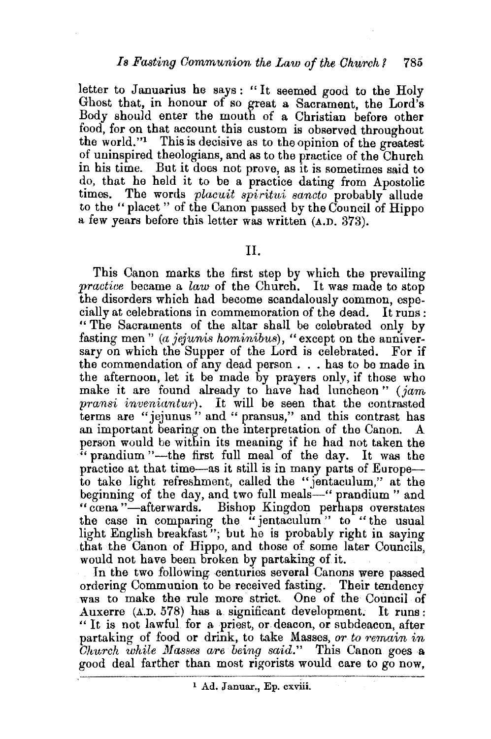letter to Januarius he says: "It seemed good to the Holy Ghost that, in honour of so great a Sacrament, the Lord's Body should enter the mouth of a Christian before other food, for on that account this custom is observed throughout the world."[1] This is decisive as to the opinion of the greatest of uninspired theologians, and as to the practice of the Church in his time. But it does not prove, as it is sometimes said to do, that he held it to be a practice dating from Apostolic times. The words *placuit spiritui sancto* probably allude to the "placet" of the Canon passed by the Council of Hippo a few years before this letter was written (A.D. 373).

## II.

This Canon marks the first step by which the prevailing *practice* became a *law* of the Church. It was made to stop the disorders which had become scandalously common, especially at celebrations in commemoration of the dead. It runs: "The Sacraments of the altar shall be celebrated only by fasting men" (*a jejunis hominibus*), "except on the anniversary on which the Supper of the Lord is celebrated. For if the commendation of any dead person . . . has to be made in the afternoon, let it be made by prayers only, if those who make it are found already to have had luncheon" (*jam pransi inveniantur*). It will be seen that the contrasted terms are "jejunus" and "pransus," and this contrast has an important bearing on the interpretation of the Canon. A person would be within its meaning if he had not taken the "prandium"—the first full meal of the day. It was the practice at that time—as it still is in many parts of Europe—to take light refreshment, called the "jentaculum," at the beginning of the day, and two full meals—"prandium" and "cœna"—afterwards. Bishop Kingdon perhaps overstates the case in comparing the "jentaculum" to "the usual light English breakfast"; but he is probably right in saying that the Canon of Hippo, and those of some later Councils, would not have been broken by partaking of it.

In the two following centuries several Canons were passed ordering Communion to be received fasting. Their tendency was to make the rule more strict. One of the Council of Auxerre (A.D. 578) has a significant development. It runs: "It is not lawful for a priest, or deacon, or subdeacon, after partaking of food or drink, to take Masses, *or to remain in Church while Masses are being said.*" This Canon goes a good deal farther than most rigorists would care to go now,

[1] Ad. Januar., Ep. cxviii.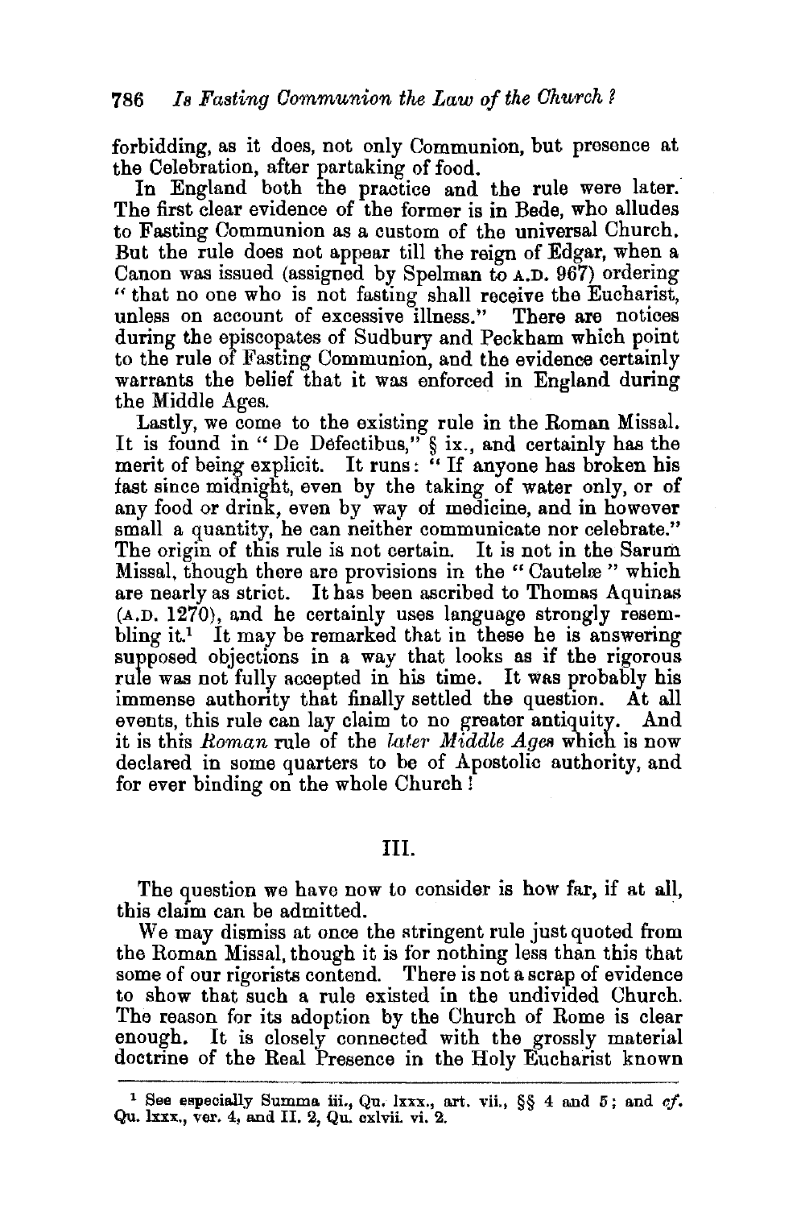forbidding, as it does, not only Communion, but presence at the Celebration, after partaking of food.

In England both the practice and the rule were later. The first clear evidence of the former is in Bede, who alludes to Fasting Communion as a custom of the universal Church. But the rule does not appear till the reign of Edgar, when a Canon was issued (assigned by Spelman to A.D. 967) ordering "that no one who is not fasting shall receive the Eucharist, unless on account of excessive illness." There are notices during the episcopates of Sudbury and Peckham which point to the rule of Fasting Communion, and the evidence certainly warrants the belief that it was enforced in England during the Middle Ages.

Lastly, we come to the existing rule in the Roman Missal. It is found in "De Defectibus," § ix., and certainly has the merit of being explicit. It runs: "If anyone has broken his fast since midnight, even by the taking of water only, or of any food or drink, even by way of medicine, and in however small a quantity, he can neither communicate nor celebrate." The origin of this rule is not certain. It is not in the Sarum Missal, though there are provisions in the "Cautelæ" which are nearly as strict. It has been ascribed to Thomas Aquinas (A.D. 1270), and he certainly uses language strongly resembling it.[1] It may be remarked that in these he is answering supposed objections in a way that looks as if the rigorous rule was not fully accepted in his time. It was probably his immense authority that finally settled the question. At all events, this rule can lay claim to no greater antiquity. And it is this *Roman* rule of the *later Middle Ages* which is now declared in some quarters to be of Apostolic authority, and for ever binding on the whole Church!

## III.

The question we have now to consider is how far, if at all, this claim can be admitted.

We may dismiss at once the stringent rule just quoted from the Roman Missal, though it is for nothing less than this that some of our rigorists contend. There is not a scrap of evidence to show that such a rule existed in the undivided Church. The reason for its adoption by the Church of Rome is clear enough. It is closely connected with the grossly material doctrine of the Real Presence in the Holy Eucharist known

---

[1] See especially Summa iii., Qu. lxxx., art. vii., §§ 4 and 5; and *cf.* Qu. lxxx., ver. 4, and II. 2, Qu. cxlvii. vi. 2.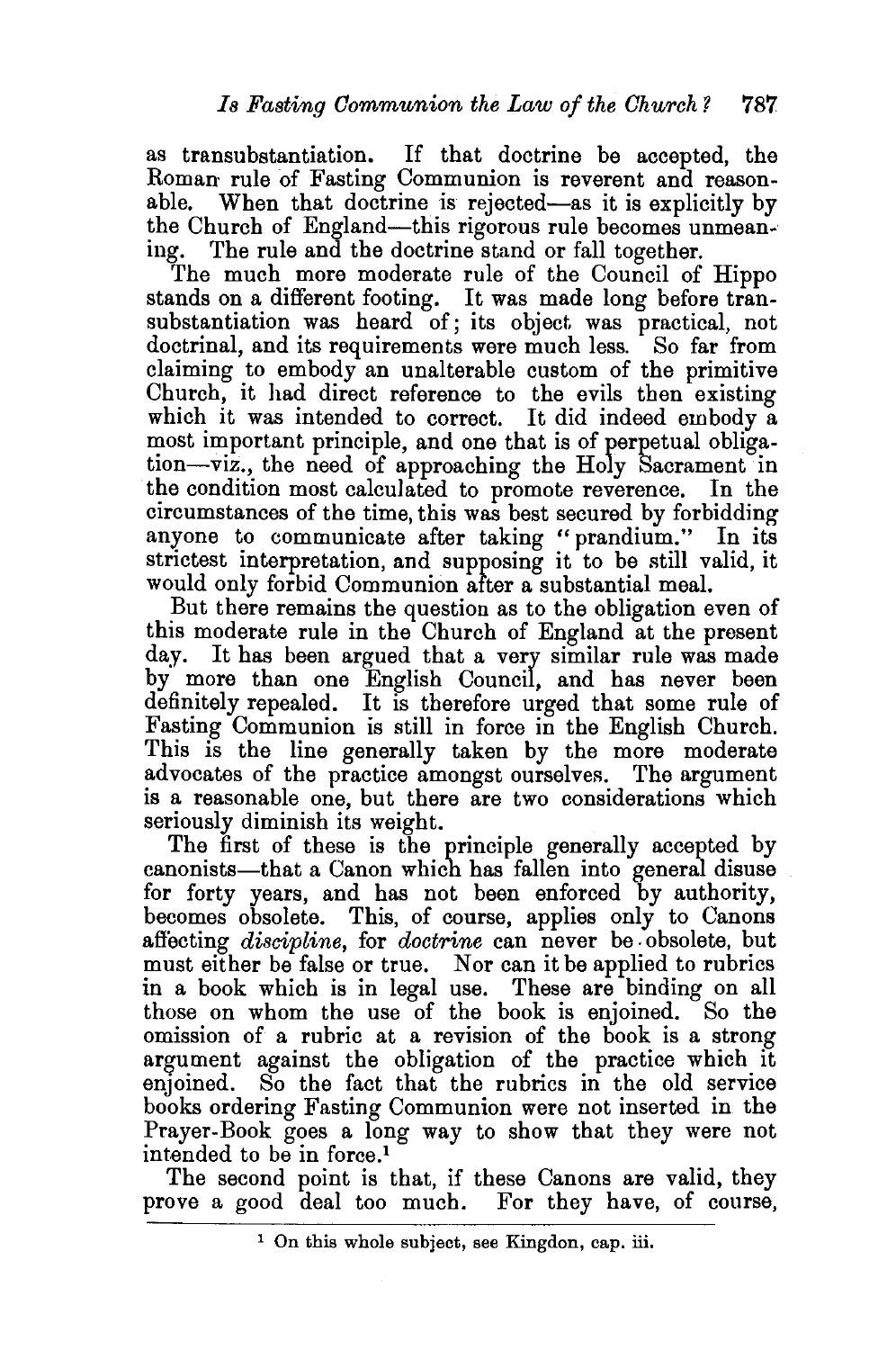as transubstantiation. If that doctrine be accepted, the Roman rule of Fasting Communion is reverent and reasonable. When that doctrine is rejected—as it is explicitly by the Church of England—this rigorous rule becomes unmeaning. The rule and the doctrine stand or fall together.

The much more moderate rule of the Council of Hippo stands on a different footing. It was made long before transubstantiation was heard of; its object was practical, not doctrinal, and its requirements were much less. So far from claiming to embody an unalterable custom of the primitive Church, it had direct reference to the evils then existing which it was intended to correct. It did indeed embody a most important principle, and one that is of perpetual obligation—viz., the need of approaching the Holy Sacrament in the condition most calculated to promote reverence. In the circumstances of the time, this was best secured by forbidding anyone to communicate after taking "prandium." In its strictest interpretation, and supposing it to be still valid, it would only forbid Communion after a substantial meal.

But there remains the question as to the obligation even of this moderate rule in the Church of England at the present day. It has been argued that a very similar rule was made by more than one English Council, and has never been definitely repealed. It is therefore urged that some rule of Fasting Communion is still in force in the English Church. This is the line generally taken by the more moderate advocates of the practice amongst ourselves. The argument is a reasonable one, but there are two considerations which seriously diminish its weight.

The first of these is the principle generally accepted by canonists—that a Canon which has fallen into general disuse for forty years, and has not been enforced by authority, becomes obsolete. This, of course, applies only to Canons affecting *discipline*, for *doctrine* can never be obsolete, but must either be false or true. Nor can it be applied to rubrics in a book which is in legal use. These are binding on all those on whom the use of the book is enjoined. So the omission of a rubric at a revision of the book is a strong argument against the obligation of the practice which it enjoined. So the fact that the rubrics in the old service books ordering Fasting Communion were not inserted in the Prayer-Book goes a long way to show that they were not intended to be in force.[1]

The second point is that, if these Canons are valid, they prove a good deal too much. For they have, of course,

[1] On this whole subject, see Kingdon, cap. iii.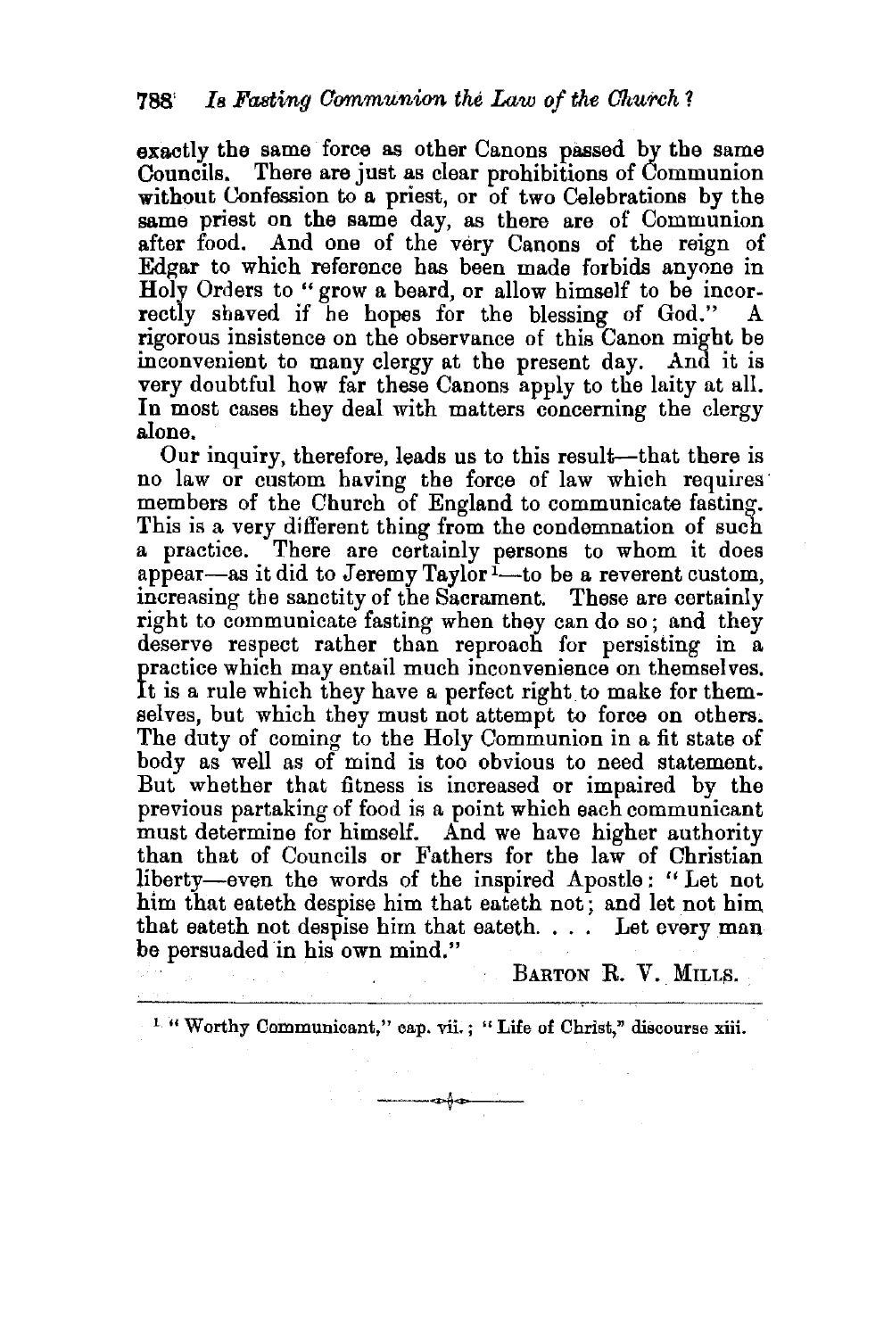exactly the same force as other Canons passed by the same Councils. There are just as clear prohibitions of Communion without Confession to a priest, or of two Celebrations by the same priest on the same day, as there are of Communion after food. And one of the very Canons of the reign of Edgar to which reference has been made forbids anyone in Holy Orders to "grow a beard, or allow himself to be incorrectly shaved if he hopes for the blessing of God." A rigorous insistence on the observance of this Canon might be inconvenient to many clergy at the present day. And it is very doubtful how far these Canons apply to the laity at all. In most cases they deal with matters concerning the clergy alone.

Our inquiry, therefore, leads us to this result—that there is no law or custom having the force of law which requires members of the Church of England to communicate fasting. This is a very different thing from the condemnation of such a practice. There are certainly persons to whom it does appear—as it did to Jeremy Taylor[1]—to be a reverent custom, increasing the sanctity of the Sacrament. These are certainly right to communicate fasting when they can do so; and they deserve respect rather than reproach for persisting in a practice which may entail much inconvenience on themselves. It is a rule which they have a perfect right to make for themselves, but which they must not attempt to force on others. The duty of coming to the Holy Communion in a fit state of body as well as of mind is too obvious to need statement. But whether that fitness is increased or impaired by the previous partaking of food is a point which each communicant must determine for himself. And we have higher authority than that of Councils or Fathers for the law of Christian liberty—even the words of the inspired Apostle: "Let not him that eateth despise him that eateth not; and let not him that eateth not despise him that eateth. . . . Let every man be persuaded in his own mind."

BARTON R. V. MILLS.

---

[1] "Worthy Communicant," cap. vii.; "Life of Christ," discourse xiii.